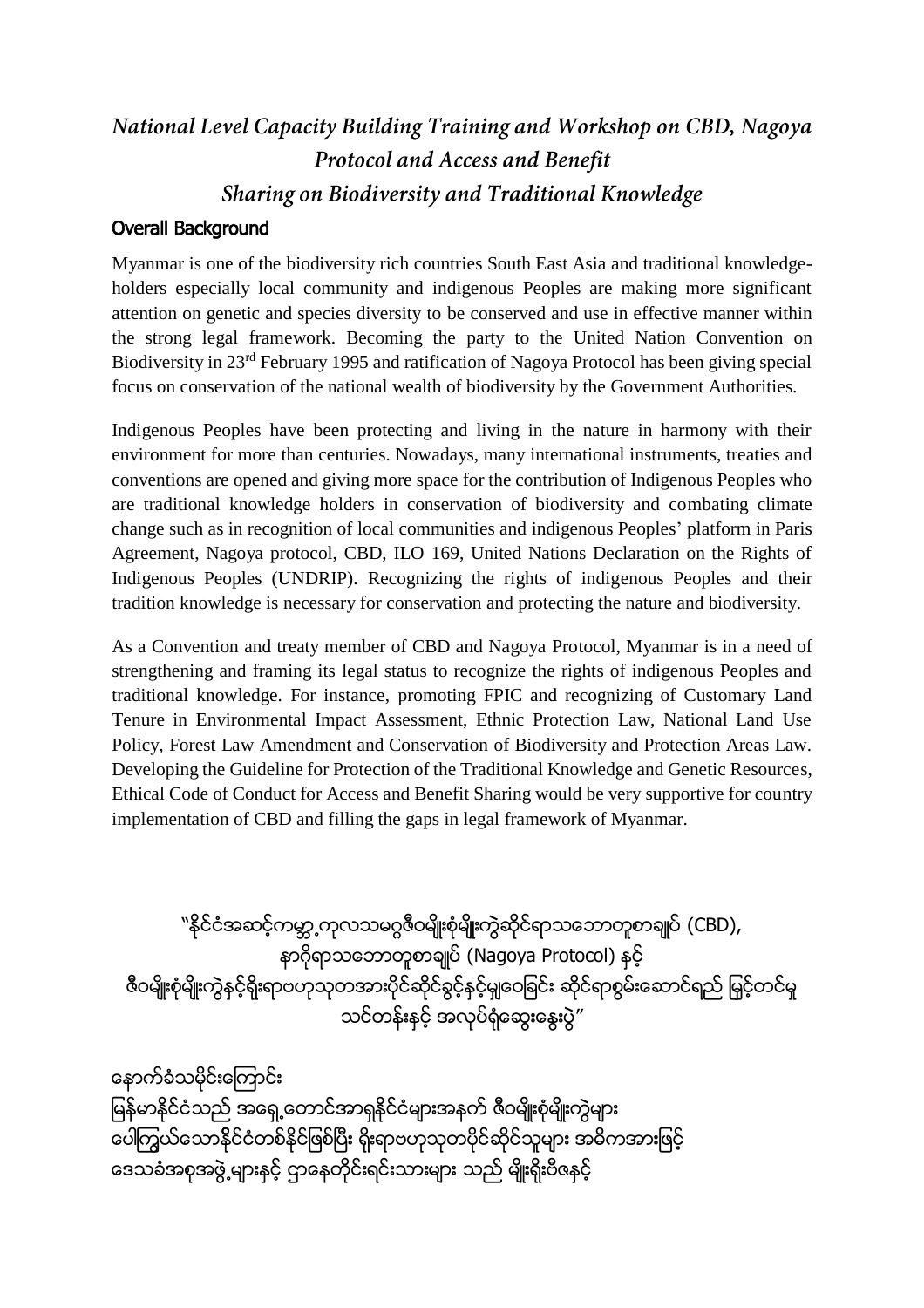# *National Level Capacity Building Training and Workshop on CBD, Nagoya Protocol and Access and Benefit Sharing on Biodiversity and Traditional Knowledge*

## Overall Background

Myanmar is one of the biodiversity rich countries South East Asia and traditional knowledge-holders especially local community and indigenous Peoples are making more significant attention on genetic and species diversity to be conserved and use in effective manner within the strong legal framework. Becoming the party to the United Nation Convention on Biodiversity in 23rd February 1995 and ratification of Nagoya Protocol has been giving special focus on conservation of the national wealth of biodiversity by the Government Authorities.

Indigenous Peoples have been protecting and living in the nature in harmony with their environment for more than centuries. Nowadays, many international instruments, treaties and conventions are opened and giving more space for the contribution of Indigenous Peoples who are traditional knowledge holders in conservation of biodiversity and combating climate change such as in recognition of local communities and indigenous Peoples' platform in Paris Agreement, Nagoya protocol, CBD, ILO 169, United Nations Declaration on the Rights of Indigenous Peoples (UNDRIP). Recognizing the rights of indigenous Peoples and their tradition knowledge is necessary for conservation and protecting the nature and biodiversity.

As a Convention and treaty member of CBD and Nagoya Protocol, Myanmar is in a need of strengthening and framing its legal status to recognize the rights of indigenous Peoples and traditional knowledge. For instance, promoting FPIC and recognizing of Customary Land Tenure in Environmental Impact Assessment, Ethnic Protection Law, National Land Use Policy, Forest Law Amendment and Conservation of Biodiversity and Protection Areas Law. Developing the Guideline for Protection of the Traditional Knowledge and Genetic Resources, Ethical Code of Conduct for Access and Benefit Sharing would be very supportive for country implementation of CBD and filling the gaps in legal framework of Myanmar.

"နိုင်ငံအဆင့်ကမ္ဘာ့ကုလသမဂ္ဂဇီဝမျိုးစုံမျိုးကွဲဆိုင်ရာသဘောတူစာချုပ် (CBD), နာဂိုရာသဘောတူစာချုပ် (Nagoya Protocol) နှင့် ဇီဝမျိုးစုံမျိုးကွဲနှင့်ရိုးရာဗဟုသုတအားပိုင်ဆိုင်ခွင့်နှင့်မျှဝေခြင်း ဆိုင်ရာစွမ်းဆောင်ရည် မြှင့်တင်မှု သင်တန်းနှင့် အလုပ်ရုံဆွေးနွေးပွဲ"

နောက်ခံသမိုင်းကြောင်း

မြန်မာနိုင်ငံသည် အရှေ့တောင်အာရှနိုင်ငံများအနက် ဇီဝမျိုးစုံမျိုးကွဲများ ပေါကြွယ်သောနိုင်ငံတစ်နိုင်ငံဖြစ်ပြီး ရိုးရာဗဟုသုတပိုင်ဆိုင်သူများ အဓိကအားဖြင့် ဒေသခံအစုအဖွဲ့များနှင့် ဌာနေတိုင်းရင်းသားများ သည် မျိုးရိုးဗီဇနှင့်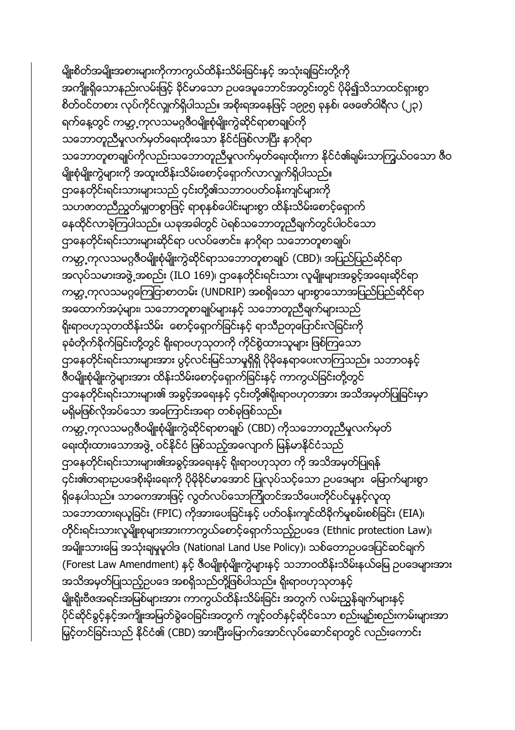မျိုးစိတ်အမျိုးအစားများကိုကာကွယ်ထိန်းသိမ်းခြင်းနှင့် အသုံးချခြင်းတို့ကို အကျိုးရှိသောနည်းလမ်းဖြင့် ခိုင်မာသော ဥပဒေမူဘောင်အတွင်းတွင် ပိုမို၍သိသာထင်ရှားစွာ စိတ်ဝင်တစား လုပ်ကိုင်လျက်ရှိပါသည်။ အစိုးရအနေဖြင့် ၁၉၉၅ ခုနှစ်၊ ဖေဖော်ဝါရီလ (၂၃) ရက်နေ့တွင် ကမ္ဘာ့ကုလသမဂ္ဂဇီဝမျိုးစုံမျိုးကွဲဆိုင်ရာစာချုပ်ကို သဘောတူညီမှုလက်မှတ်ရေးထိုးသော နိုင်ငံဖြစ်လာပြီး နာဂိုရာ သဘောတူစာချုပ်ကိုလည်းသဘောတူညီမှုလက်မှတ်ရေးထိုးကာ နိုင်ငံ၏ချမ်းသာကြွယ်ဝသော ဇီဝမျိုးစုံမျိုးကွဲများကို အထူးထိန်းသိမ်းစောင့်ရှောက်လာလျက်ရှိပါသည်။ ဌာနေတိုင်းရင်းသားများသည် ၎င်းတို့၏သဘာဝပတ်ဝန်းကျင်များကို သဟဇာတညီညွတ်မျှတစွာဖြင့် ရာစုနှစ်ပေါင်းများစွာ ထိန်းသိမ်းစောင့်ရှောက် နေထိုင်လာခဲ့ကြပါသည်။ ယခုအခါတွင် ပဲရစ်သဘောတူညီချက်တွင်ပါဝင်သော ဌာနေတိုင်းရင်းသားများဆိုင်ရာ ပလပ်ဖောင်း၊ နာဂိုရာ သဘောတူစာချုပ်၊ ကမ္ဘာ့ကုလသမဂ္ဂဇီဝမျိုးစုံမျိုးကွဲဆိုင်ရာသဘောတူစာချုပ် (CBD)၊ အပြည်ပြည်ဆိုင်ရာ အလုပ်သမားအဖွဲ့အစည်း (ILO 169)၊ ဌာနေတိုင်းရင်းသား လူမျိုးများအခွင့်အရေးဆိုင်ရာ ကမ္ဘာ့ကုလသမဂ္ဂကြေငြာစာတမ်း (UNDRIP) အစရှိသော များစွာသောအပြည်ပြည်ဆိုင်ရာ အထောက်အပံ့များ၊ သဘောတူစာချုပ်များနှင့် သဘောတူညီချက်များသည် ရိုးရာဗဟုသုတထိန်းသိမ်း စောင့်ရှောက်ခြင်းနှင့် ရာသီဥတုပြောင်းလဲခြင်းကို ခုခံတိုက်ခိုက်ခြင်းတို့တွင် ရိုးရာဗဟုသုတကို ကိုင်စွဲထားသူများ ဖြစ်ကြသော ဌာနေတိုင်းရင်းသားများအား ပွင့်လင်းမြင်သာမှုရှိရှိ ပိုမိုနေရာပေးလာကြသည်။ သဘာဝနှင့် ဇီဝမျိုးစုံမျိုးကွဲများအား ထိန်းသိမ်းစောင့်ရှောက်ခြင်းနှင့် ကာကွယ်ခြင်းတို့တွင် ဌာနေတိုင်းရင်းသားများ၏ အခွင့်အရေးနှင့် ၎င်းတို့၏ရိုးရာဗဟုသုတအား အသိအမှတ်ပြုခြင်းမှာ မရှိမဖြစ်လိုအပ်သော အကြောင်းအရာ တစ်ခုဖြစ်သည်။ ကမ္ဘာ့ကုလသမဂ္ဂဇီဝမျိုးစုံမျိုးကွဲဆိုင်ရာစာချုပ် (CBD) ကိုသဘောတူညီမှုလက်မှတ် ရေးထိုးထားသောအဖွဲ့ ဝင်နိုင်ငံ ဖြစ်သည့်အလျောက် မြန်မာနိုင်ငံသည် ဌာနေတိုင်းရင်းသားများ၏အခွင့်အရေးနှင့် ရိုးရာဗဟုသုတ ကို အသိအမှတ်ပြုရန် ၎င်း၏တရားဥပဒေစိုးမိုးရေးကို ပိုမိုခိုင်မာအောင် ပြုလုပ်သင့်သော ဥပဒေများ မြောက်များစွာ ရှိနေပါသည်။ သာဓကအားဖြင့် လွတ်လပ်သောကြိုတင်အသိပေးတိုင်ပင်မှုနှင့်လူထု သဘောထားရယူခြင်း (FPIC) ကိုအားပေးခြင်းနှင့် ပတ်ဝန်းကျင်ထိခိုက်မှုစမ်းစစ်ခြင်း (EIA)၊ တိုင်းရင်းသားလူမျိုးစုများအားကာကွယ်စောင့်ရှောက်သည့်ဥပဒေ (Ethnic protection Law)၊ အမျိုးသားမြေ အသုံးချမှုမူဝါဒ (National Land Use Policy)၊ သစ်တောဥပဒေပြင်ဆင်ချက် (Forest Law Amendment) နှင့် ဇီဝမျိုးစုံမျိုးကွဲများနှင့် သဘာဝထိန်းသိမ်းနယ်မြေ ဥပဒေများအား အသိအမှတ်ပြုသည့်ဥပဒေ အစရှိသည်တို့ဖြစ်ပါသည်။ ရိုးရာဗဟုသုတနှင့် မျိုးရိုးဗီဇအရင်းအမြစ်များအား ကာကွယ်ထိန်းသိမ်းခြင်း အတွက် လမ်းညွှန်ချက်များနှင့် ပိုင်ဆိုင်ခွင့်နှင့်အကျိုးအမြတ်ခွဲဝေခြင်းအတွက် ကျင့်ဝတ်နှင့်ဆိုင်သော စည်းမျဉ်းစည်းကမ်းများအာ မြှင့်တင်ခြင်းသည် နိုင်ငံ၏ (CBD) အားပြီးမြောက်အောင်လုပ်ဆောင်ရာတွင် လည်းကောင်း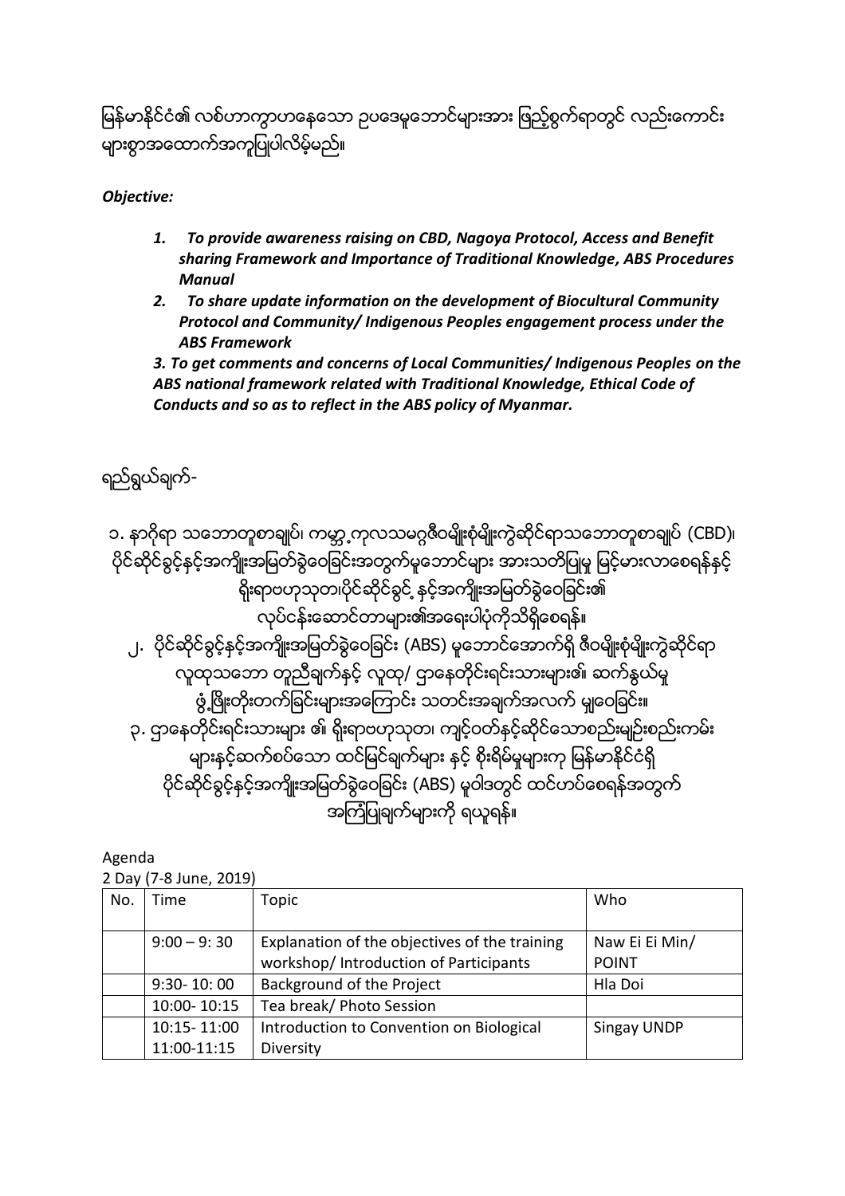မြန်မာနိုင်ငံ၏ လစ်ဟာကွာဟနေသော ဥပဒေမူဘောင်များအား ဖြည့်စွက်ရာတွင် လည်းကောင်း များစွာအထောက်အကူပြုပါလိမ့်မည်။

***Objective:***

1. ***To provide awareness raising on CBD, Nagoya Protocol, Access and Benefit sharing Framework and Importance of Traditional Knowledge, ABS Procedures Manual***
2. ***To share update information on the development of Biocultural Community Protocol and Community/ Indigenous Peoples engagement process under the ABS Framework***

***3. To get comments and concerns of Local Communities/ Indigenous Peoples on the ABS national framework related with Traditional Knowledge, Ethical Code of Conducts and so as to reflect in the ABS policy of Myanmar.***

ရည်ရွယ်ချက်-

၁. နာဂိုရာ သဘောတူစာချုပ်၊ ကမ္ဘာ့ကုလသမဂ္ဂဇီဝမျိုးစုံမျိုးကွဲဆိုင်ရာသဘောတူစာချုပ် (CBD)၊ ပိုင်ဆိုင်ခွင့်နှင့်အကျိုးအမြတ်ခွဲဝေခြင်းအတွက်မူဘောင်များ အားသတိပြုမှု မြင့်မားလာစေရန်နှင့် ရိုးရာဗဟုသုတ၊ပိုင်ဆိုင်ခွင့် နှင့်အကျိုးအမြတ်ခွဲဝေခြင်း၏ လုပ်ငန်းဆောင်တာများ၏အရေးပါပုံကိုသိရှိစေရန်။

၂. ပိုင်ဆိုင်ခွင့်နှင့်အကျိုးအမြတ်ခွဲဝေခြင်း (ABS) မူဘောင်အောက်ရှိ ဇီဝမျိုးစုံမျိုးကွဲဆိုင်ရာ လူထုသဘော တူညီချက်နှင့် လူထု/ ဌာနေတိုင်းရင်းသားများ၏ ဆက်နွယ်မှု ဖွံ့ဖြိုးတိုးတက်ခြင်းများအကြောင်း သတင်းအချက်အလက် မျှဝေခြင်း။

၃. ဌာနေတိုင်းရင်းသားများ ၏ ရိုးရာဗဟုသုတ၊ ကျင့်ဝတ်နှင့်ဆိုင်သောစည်းမျဉ်းစည်းကမ်း များနှင့်ဆက်စပ်သော ထင်မြင်ချက်များ နှင့် စိုးရိမ်မှုများကို မြန်မာနိုင်ငံရှိ ပိုင်ဆိုင်ခွင့်နှင့်အကျိုးအမြတ်ခွဲဝေခြင်း (ABS) မူဝါဒတွင် ထင်ဟပ်စေရန်အတွက် အကြံပြုချက်များကို ရယူရန်။

Agenda

2 Day (7-8 June, 2019)

| No. | Time | Topic | Who |
|---|---|---|---|
| | 9:00 – 9: 30 | Explanation of the objectives of the training workshop/ Introduction of Participants | Naw Ei Ei Min/ POINT |
| | 9:30- 10: 00 | Background of the Project | Hla Doi |
| | 10:00- 10:15 | Tea break/ Photo Session | |
| | 10:15- 11:00<br>11:00-11:15 | Introduction to Convention on Biological Diversity | Singay UNDP |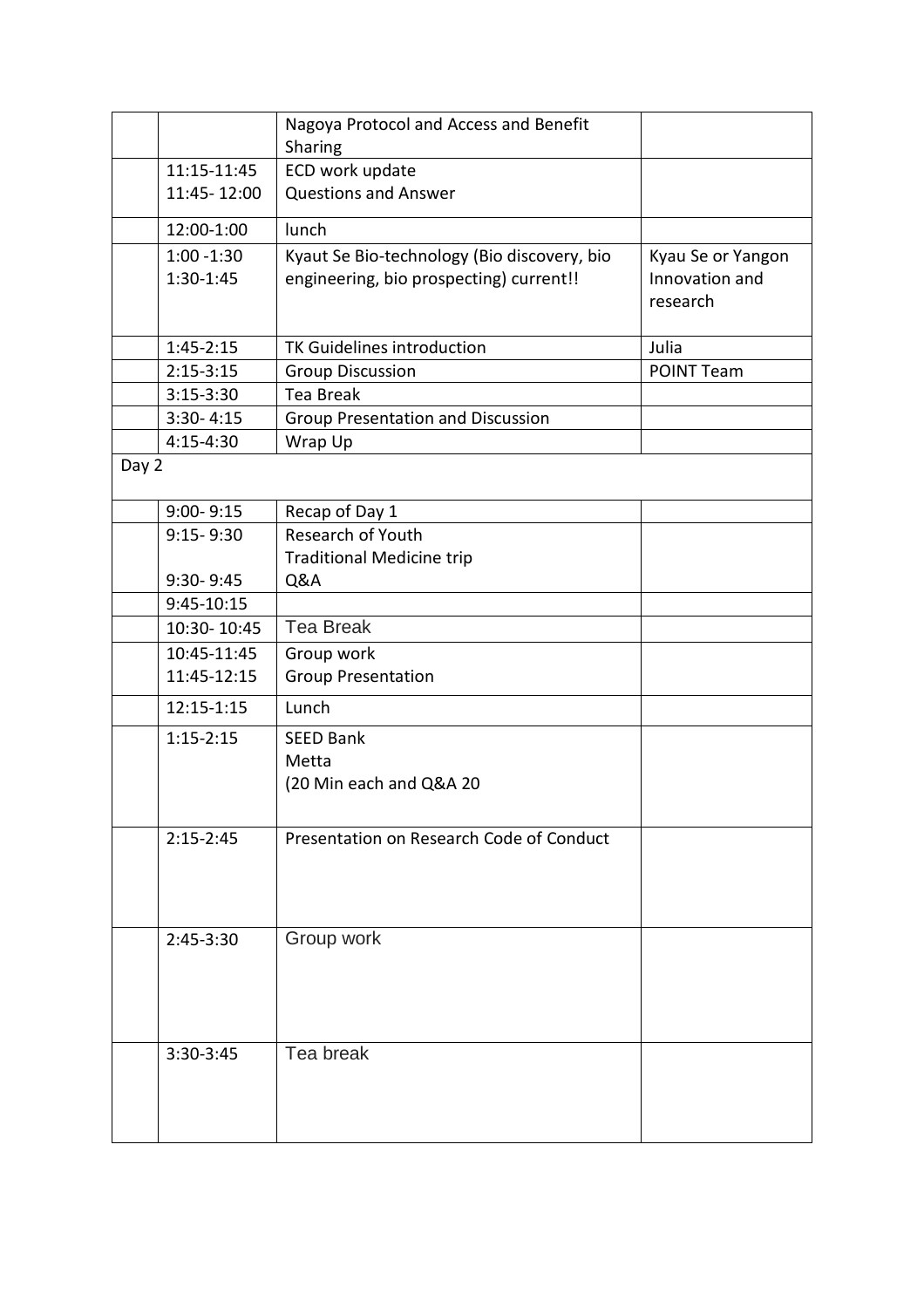| | | | |
|---|---|---|---|
| | | Nagoya Protocol and Access and Benefit Sharing | |
| | 11:15-11:45<br>11:45- 12:00 | ECD work update<br>Questions and Answer | |
| | 12:00-1:00 | lunch | |
| | 1:00 -1:30<br>1:30-1:45 | Kyaut Se Bio-technology (Bio discovery, bio engineering, bio prospecting) current!! | Kyau Se or Yangon Innovation and research |
| | 1:45-2:15 | TK Guidelines introduction | Julia |
| | 2:15-3:15 | Group Discussion | POINT Team |
| | 3:15-3:30 | Tea Break | |
| | 3:30- 4:15 | Group Presentation and Discussion | |
| | 4:15-4:30 | Wrap Up | |
| Day 2 | | | |
| | 9:00- 9:15 | Recap of Day 1 | |
| | 9:15- 9:30<br><br>9:30- 9:45 | Research of Youth<br>Traditional Medicine trip<br>Q&A | |
| | 9:45-10:15 | | |
| | 10:30- 10:45 | Tea Break | |
| | 10:45-11:45<br>11:45-12:15 | Group work<br>Group Presentation | |
| | 12:15-1:15 | Lunch | |
| | 1:15-2:15 | SEED Bank<br>Metta<br>(20 Min each and Q&A 20 | |
| | 2:15-2:45 | Presentation on Research Code of Conduct | |
| | 2:45-3:30 | Group work | |
| | 3:30-3:45 | Tea break | |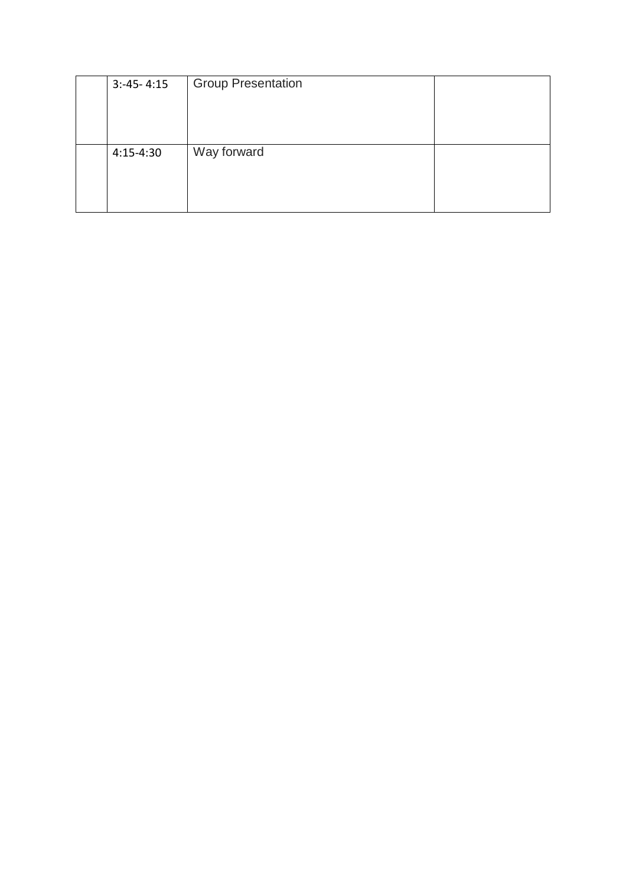| | | | |
|---|---|---|---|
| | 3:-45- 4:15 | Group Presentation | |
| | 4:15-4:30 | Way forward | |